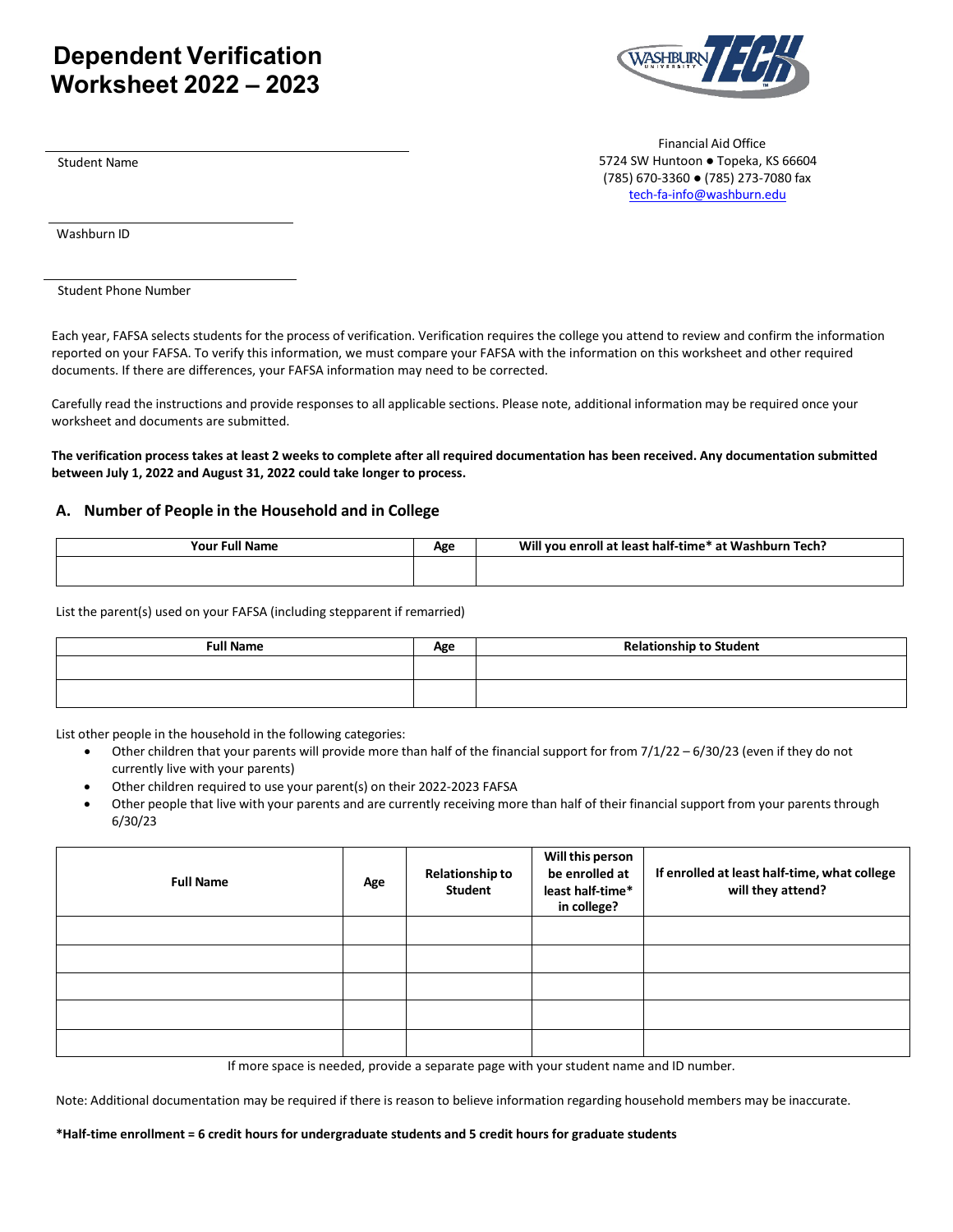# Dependent Verification Worksheet 2022 – 2023

Student Name

Washburn ID

Student Phone Number

Financial Aid Office
5724 SW Huntoon ● Topeka, KS 66604
(785) 670-3360 ● (785) 273-7080 fax
tech-fa-info@washburn.edu

Each year, FAFSA selects students for the process of verification. Verification requires the college you attend to review and confirm the information reported on your FAFSA. To verify this information, we must compare your FAFSA with the information on this worksheet and other required documents. If there are differences, your FAFSA information may need to be corrected.

Carefully read the instructions and provide responses to all applicable sections. Please note, additional information may be required once your worksheet and documents are submitted.

**The verification process takes at least 2 weeks to complete after all required documentation has been received. Any documentation submitted between July 1, 2022 and August 31, 2022 could take longer to process.**

## A. Number of People in the Household and in College

| Your Full Name | Age | Will you enroll at least half-time* at Washburn Tech? |
|---|---|---|
| | | |

List the parent(s) used on your FAFSA (including stepparent if remarried)

| Full Name | Age | Relationship to Student |
|---|---|---|
| | | |
| | | |

List other people in the household in the following categories:

- Other children that your parents will provide more than half of the financial support for from 7/1/22 – 6/30/23 (even if they do not currently live with your parents)
- Other children required to use your parent(s) on their 2022-2023 FAFSA
- Other people that live with your parents and are currently receiving more than half of their financial support from your parents through 6/30/23

| Full Name | Age | Relationship to Student | Will this person be enrolled at least half-time* in college? | If enrolled at least half-time, what college will they attend? |
|---|---|---|---|---|
| | | | | |
| | | | | |
| | | | | |
| | | | | |
| | | | | |

If more space is needed, provide a separate page with your student name and ID number.

Note: Additional documentation may be required if there is reason to believe information regarding household members may be inaccurate.

**\*Half-time enrollment = 6 credit hours for undergraduate students and 5 credit hours for graduate students**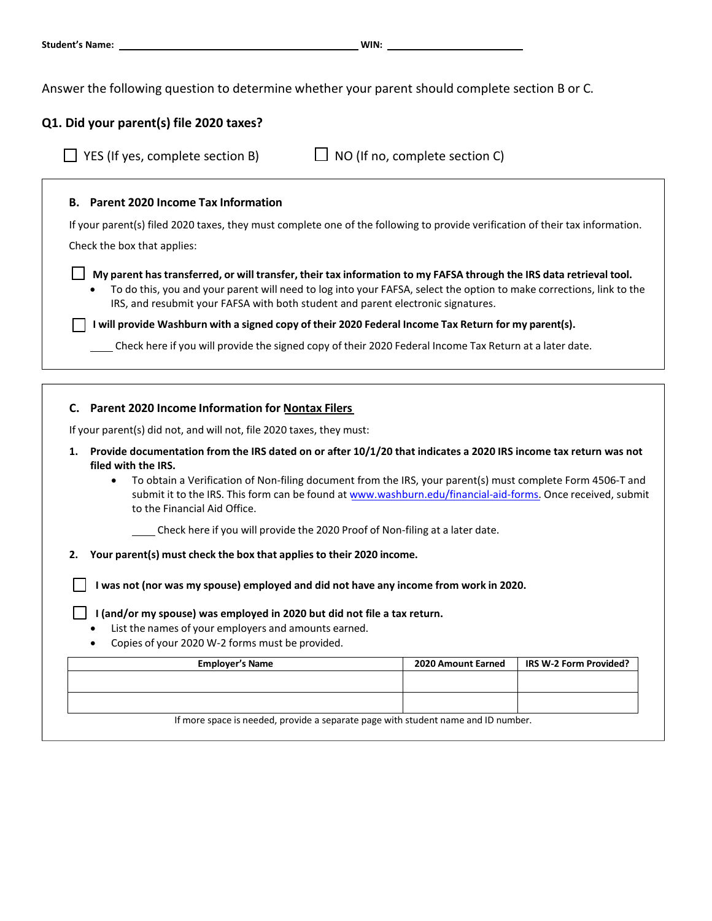**Student's Name:** ______________________________ **WIN:** ____________________

Answer the following question to determine whether your parent should complete section B or C.

## Q1. Did your parent(s) file 2020 taxes?

☐ YES (If yes, complete section B) ☐ NO (If no, complete section C)

### B. Parent 2020 Income Tax Information

If your parent(s) filed 2020 taxes, they must complete one of the following to provide verification of their tax information.

Check the box that applies:

☐ **My parent has transferred, or will transfer, their tax information to my FAFSA through the IRS data retrieval tool.**

- To do this, you and your parent will need to log into your FAFSA, select the option to make corrections, link to the IRS, and resubmit your FAFSA with both student and parent electronic signatures.

☐ **I will provide Washburn with a signed copy of their 2020 Federal Income Tax Return for my parent(s).**

____ Check here if you will provide the signed copy of their 2020 Federal Income Tax Return at a later date.

### C. Parent 2020 Income Information for Nontax Filers

If your parent(s) did not, and will not, file 2020 taxes, they must:

1. **Provide documentation from the IRS dated on or after 10/1/20 that indicates a 2020 IRS income tax return was not filed with the IRS.**
   - To obtain a Verification of Non-filing document from the IRS, your parent(s) must complete Form 4506-T and submit it to the IRS. This form can be found at www.washburn.edu/financial-aid-forms. Once received, submit to the Financial Aid Office.

   ____ Check here if you will provide the 2020 Proof of Non-filing at a later date.

2. **Your parent(s) must check the box that applies to their 2020 income.**

☐ **I was not (nor was my spouse) employed and did not have any income from work in 2020.**

☐ **I (and/or my spouse) was employed in 2020 but did not file a tax return.**

- List the names of your employers and amounts earned.
- Copies of your 2020 W-2 forms must be provided.

| Employer's Name | 2020 Amount Earned | IRS W-2 Form Provided? |
|---|---|---|
| | | |
| | | |

If more space is needed, provide a separate page with student name and ID number.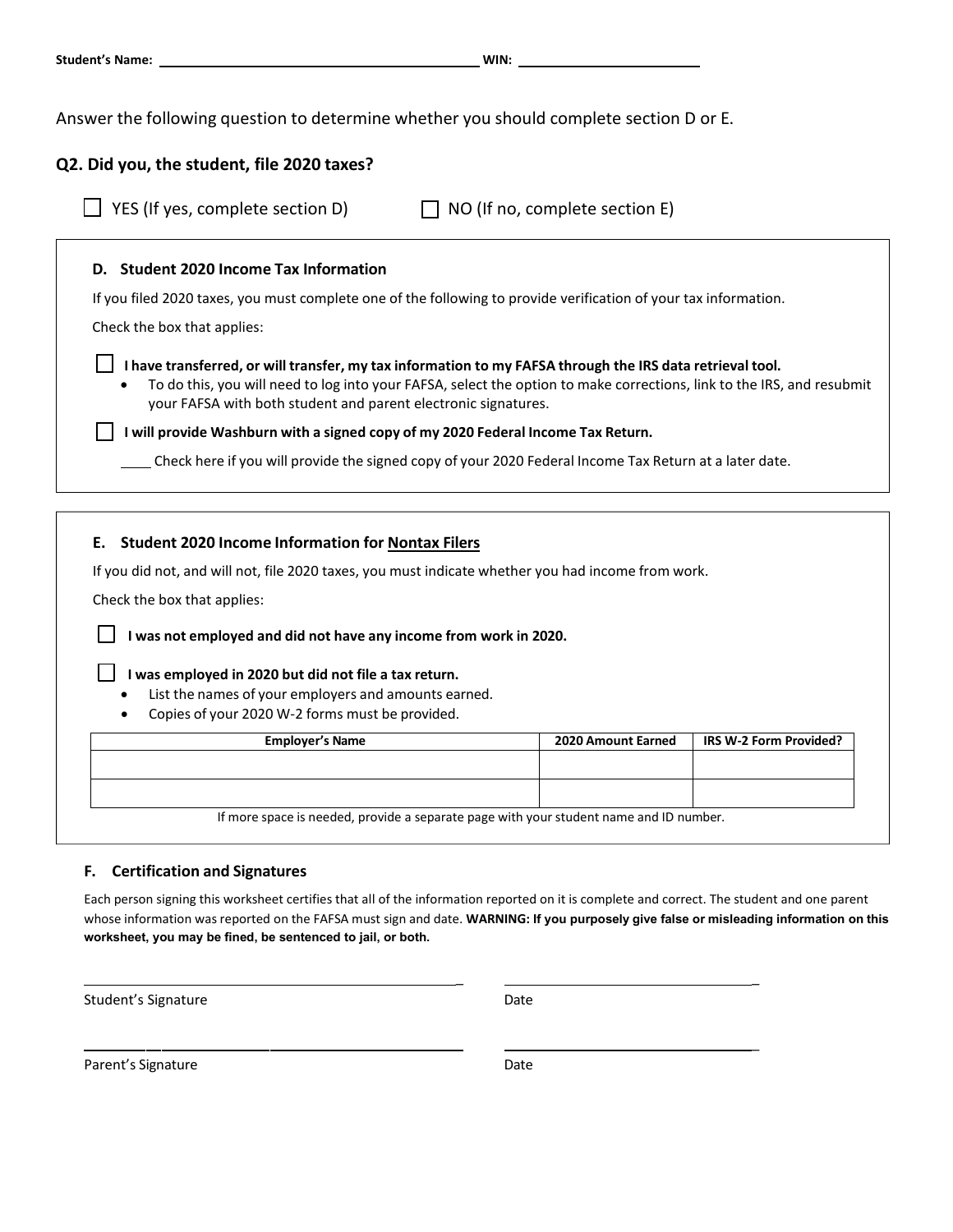**Student's Name:** _______________________________ **WIN:** ____________________

Answer the following question to determine whether you should complete section D or E.

## Q2. Did you, the student, file 2020 taxes?

☐ YES (If yes, complete section D) ☐ NO (If no, complete section E)

### D. Student 2020 Income Tax Information

If you filed 2020 taxes, you must complete one of the following to provide verification of your tax information.

Check the box that applies:

☐ **I have transferred, or will transfer, my tax information to my FAFSA through the IRS data retrieval tool.**

- To do this, you will need to log into your FAFSA, select the option to make corrections, link to the IRS, and resubmit your FAFSA with both student and parent electronic signatures.

☐ **I will provide Washburn with a signed copy of my 2020 Federal Income Tax Return.**

____ Check here if you will provide the signed copy of your 2020 Federal Income Tax Return at a later date.

### E. Student 2020 Income Information for Nontax Filers

If you did not, and will not, file 2020 taxes, you must indicate whether you had income from work.

Check the box that applies:

☐ **I was not employed and did not have any income from work in 2020.**

☐ **I was employed in 2020 but did not file a tax return.**

- List the names of your employers and amounts earned.
- Copies of your 2020 W-2 forms must be provided.

| Employer's Name | 2020 Amount Earned | IRS W-2 Form Provided? |
|---|---|---|
| | | |
| | | |

If more space is needed, provide a separate page with your student name and ID number.

### F. Certification and Signatures

Each person signing this worksheet certifies that all of the information reported on it is complete and correct. The student and one parent whose information was reported on the FAFSA must sign and date. **WARNING: If you purposely give false or misleading information on this worksheet, you may be fined, be sentenced to jail, or both.**

_______________________________ _______________________________

Student's Signature Date

_______________________________ _______________________________

Parent's Signature Date